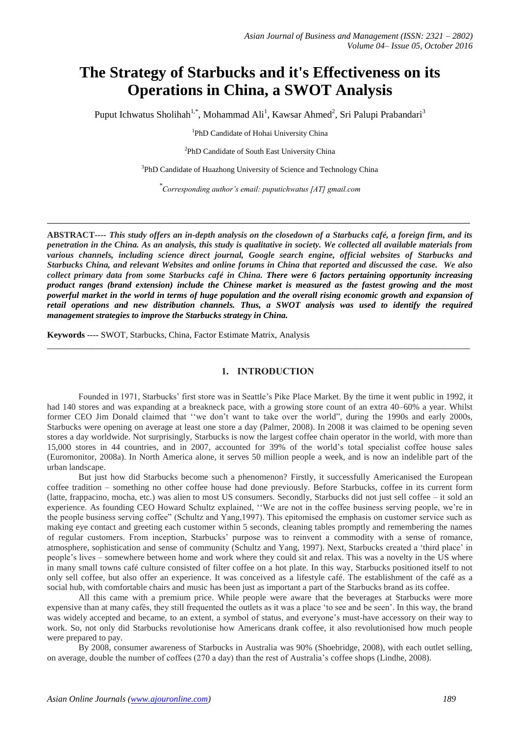# The Strategy of Starbucks and it's Effectiveness on its Operations in China, a SWOT Analysis

Puput Ichwatus Sholihah[1,*], Mohammad Ali[1], Kawsar Ahmed[2], Sri Palupi Prabandari[3]

[1]PhD Candidate of Hohai University China

[2]PhD Candidate of South East University China

[3]PhD Candidate of Huazhong University of Science and Technology China

[*]*Corresponding author's email: puputichwatus [AT] gmail.com*

---

**ABSTRACT----** ***This study offers an in-depth analysis on the closedown of a Starbucks café, a foreign firm, and its penetration in the China. As an analysis, this study is qualitative in society. We collected all available materials from various channels, including science direct journal, Google search engine, official websites of Starbucks and Starbucks China, and relevant Websites and online forums in China that reported and discussed the case. We also collect primary data from some Starbucks café in China. There were 6 factors pertaining opportunity increasing product ranges (brand extension) include the Chinese market is measured as the fastest growing and the most powerful market in the world in terms of huge population and the overall rising economic growth and expansion of retail operations and new distribution channels. Thus, a SWOT analysis was used to identify the required management strategies to improve the Starbucks strategy in China.***

**Keywords ----** SWOT, Starbucks, China, Factor Estimate Matrix, Analysis

---

## 1. INTRODUCTION

Founded in 1971, Starbucks' first store was in Seattle's Pike Place Market. By the time it went public in 1992, it had 140 stores and was expanding at a breakneck pace, with a growing store count of an extra 40–60% a year. Whilst former CEO Jim Donald claimed that ''we don't want to take over the world", during the 1990s and early 2000s, Starbucks were opening on average at least one store a day (Palmer, 2008). In 2008 it was claimed to be opening seven stores a day worldwide. Not surprisingly, Starbucks is now the largest coffee chain operator in the world, with more than 15,000 stores in 44 countries, and in 2007, accounted for 39% of the world's total specialist coffee house sales (Euromonitor, 2008a). In North America alone, it serves 50 million people a week, and is now an indelible part of the urban landscape.

But just how did Starbucks become such a phenomenon? Firstly, it successfully Americanised the European coffee tradition – something no other coffee house had done previously. Before Starbucks, coffee in its current form (latte, frappacino, mocha, etc.) was alien to most US consumers. Secondly, Starbucks did not just sell coffee – it sold an experience. As founding CEO Howard Schultz explained, ''We are not in the coffee business serving people, we're in the people business serving coffee" (Schultz and Yang,1997). This epitomised the emphasis on customer service such as making eye contact and greeting each customer within 5 seconds, cleaning tables promptly and remembering the names of regular customers. From inception, Starbucks' purpose was to reinvent a commodity with a sense of romance, atmosphere, sophistication and sense of community (Schultz and Yang, 1997). Next, Starbucks created a 'third place' in people's lives – somewhere between home and work where they could sit and relax. This was a novelty in the US where in many small towns café culture consisted of filter coffee on a hot plate. In this way, Starbucks positioned itself to not only sell coffee, but also offer an experience. It was conceived as a lifestyle café. The establishment of the café as a social hub, with comfortable chairs and music has been just as important a part of the Starbucks brand as its coffee.

All this came with a premium price. While people were aware that the beverages at Starbucks were more expensive than at many cafés, they still frequented the outlets as it was a place 'to see and be seen'. In this way, the brand was widely accepted and became, to an extent, a symbol of status, and everyone's must-have accessory on their way to work. So, not only did Starbucks revolutionise how Americans drank coffee, it also revolutionised how much people were prepared to pay.

By 2008, consumer awareness of Starbucks in Australia was 90% (Shoebridge, 2008), with each outlet selling, on average, double the number of coffees (270 a day) than the rest of Australia's coffee shops (Lindhe, 2008).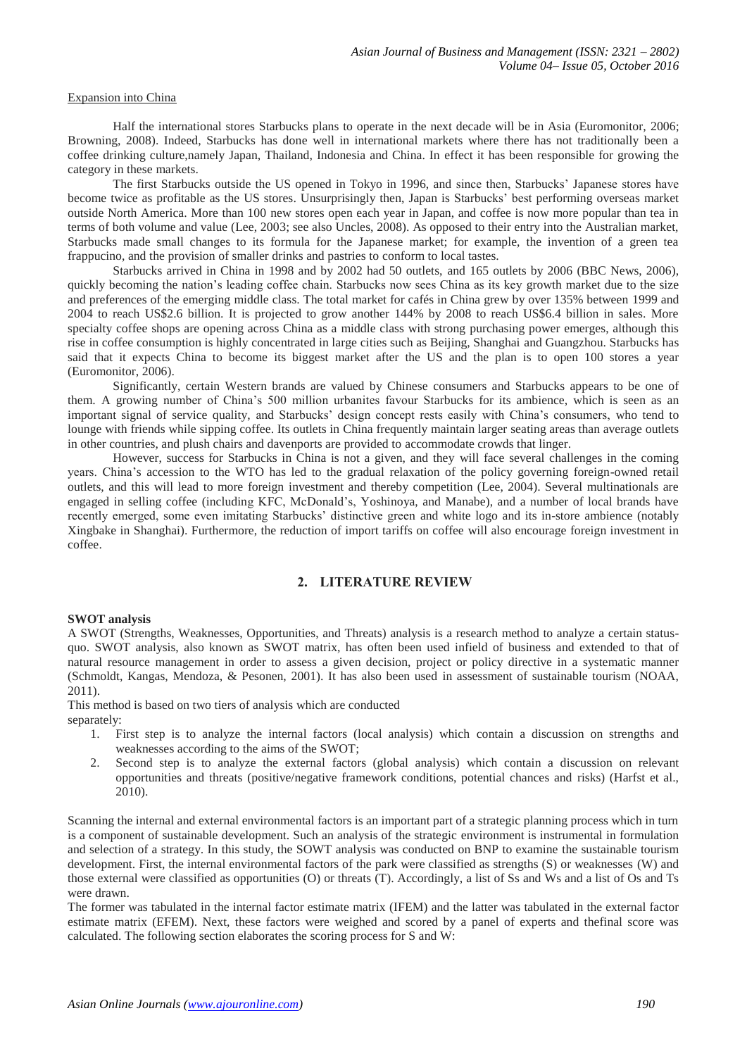Expansion into China

Half the international stores Starbucks plans to operate in the next decade will be in Asia (Euromonitor, 2006; Browning, 2008). Indeed, Starbucks has done well in international markets where there has not traditionally been a coffee drinking culture,namely Japan, Thailand, Indonesia and China. In effect it has been responsible for growing the category in these markets.

The first Starbucks outside the US opened in Tokyo in 1996, and since then, Starbucks' Japanese stores have become twice as profitable as the US stores. Unsurprisingly then, Japan is Starbucks' best performing overseas market outside North America. More than 100 new stores open each year in Japan, and coffee is now more popular than tea in terms of both volume and value (Lee, 2003; see also Uncles, 2008). As opposed to their entry into the Australian market, Starbucks made small changes to its formula for the Japanese market; for example, the invention of a green tea frappucino, and the provision of smaller drinks and pastries to conform to local tastes.

Starbucks arrived in China in 1998 and by 2002 had 50 outlets, and 165 outlets by 2006 (BBC News, 2006), quickly becoming the nation's leading coffee chain. Starbucks now sees China as its key growth market due to the size and preferences of the emerging middle class. The total market for cafés in China grew by over 135% between 1999 and 2004 to reach US$2.6 billion. It is projected to grow another 144% by 2008 to reach US$6.4 billion in sales. More specialty coffee shops are opening across China as a middle class with strong purchasing power emerges, although this rise in coffee consumption is highly concentrated in large cities such as Beijing, Shanghai and Guangzhou. Starbucks has said that it expects China to become its biggest market after the US and the plan is to open 100 stores a year (Euromonitor, 2006).

Significantly, certain Western brands are valued by Chinese consumers and Starbucks appears to be one of them. A growing number of China's 500 million urbanites favour Starbucks for its ambience, which is seen as an important signal of service quality, and Starbucks' design concept rests easily with China's consumers, who tend to lounge with friends while sipping coffee. Its outlets in China frequently maintain larger seating areas than average outlets in other countries, and plush chairs and davenports are provided to accommodate crowds that linger.

However, success for Starbucks in China is not a given, and they will face several challenges in the coming years. China's accession to the WTO has led to the gradual relaxation of the policy governing foreign-owned retail outlets, and this will lead to more foreign investment and thereby competition (Lee, 2004). Several multinationals are engaged in selling coffee (including KFC, McDonald's, Yoshinoya, and Manabe), and a number of local brands have recently emerged, some even imitating Starbucks' distinctive green and white logo and its in-store ambience (notably Xingbake in Shanghai). Furthermore, the reduction of import tariffs on coffee will also encourage foreign investment in coffee.

## 2. LITERATURE REVIEW

**SWOT analysis**

A SWOT (Strengths, Weaknesses, Opportunities, and Threats) analysis is a research method to analyze a certain status-quo. SWOT analysis, also known as SWOT matrix, has often been used infield of business and extended to that of natural resource management in order to assess a given decision, project or policy directive in a systematic manner (Schmoldt, Kangas, Mendoza, & Pesonen, 2001). It has also been used in assessment of sustainable tourism (NOAA, 2011).

This method is based on two tiers of analysis which are conducted separately:

1. First step is to analyze the internal factors (local analysis) which contain a discussion on strengths and weaknesses according to the aims of the SWOT;
2. Second step is to analyze the external factors (global analysis) which contain a discussion on relevant opportunities and threats (positive/negative framework conditions, potential chances and risks) (Harfst et al., 2010).

Scanning the internal and external environmental factors is an important part of a strategic planning process which in turn is a component of sustainable development. Such an analysis of the strategic environment is instrumental in formulation and selection of a strategy. In this study, the SOWT analysis was conducted on BNP to examine the sustainable tourism development. First, the internal environmental factors of the park were classified as strengths (S) or weaknesses (W) and those external were classified as opportunities (O) or threats (T). Accordingly, a list of Ss and Ws and a list of Os and Ts were drawn.

The former was tabulated in the internal factor estimate matrix (IFEM) and the latter was tabulated in the external factor estimate matrix (EFEM). Next, these factors were weighed and scored by a panel of experts and thefinal score was calculated. The following section elaborates the scoring process for S and W: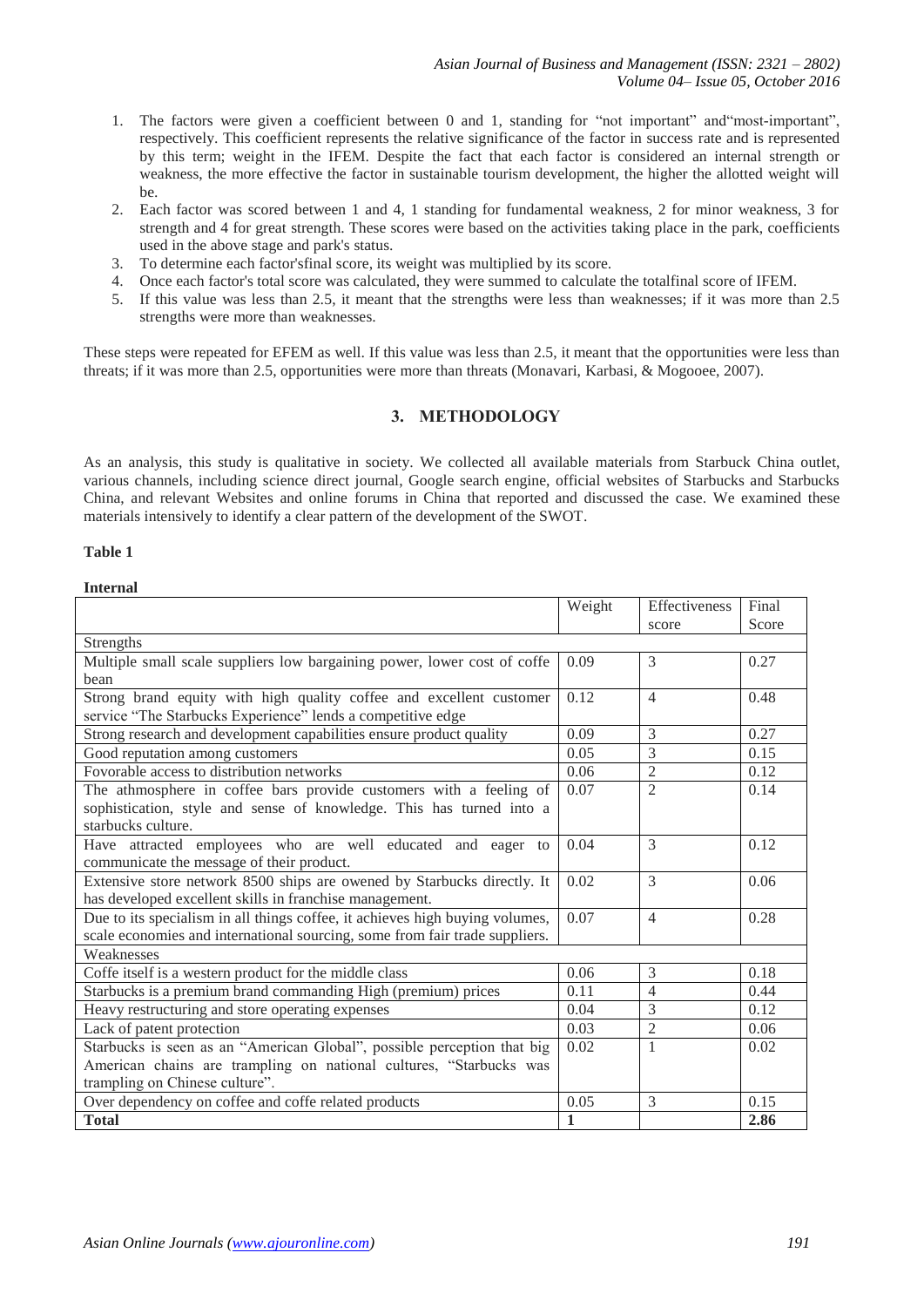1. The factors were given a coefficient between 0 and 1, standing for "not important" and"most-important", respectively. This coefficient represents the relative significance of the factor in success rate and is represented by this term; weight in the IFEM. Despite the fact that each factor is considered an internal strength or weakness, the more effective the factor in sustainable tourism development, the higher the allotted weight will be.
2. Each factor was scored between 1 and 4, 1 standing for fundamental weakness, 2 for minor weakness, 3 for strength and 4 for great strength. These scores were based on the activities taking place in the park, coefficients used in the above stage and park's status.
3. To determine each factor'sfinal score, its weight was multiplied by its score.
4. Once each factor's total score was calculated, they were summed to calculate the totalfinal score of IFEM.
5. If this value was less than 2.5, it meant that the strengths were less than weaknesses; if it was more than 2.5 strengths were more than weaknesses.

These steps were repeated for EFEM as well. If this value was less than 2.5, it meant that the opportunities were less than threats; if it was more than 2.5, opportunities were more than threats (Monavari, Karbasi, & Mogooee, 2007).

## 3. METHODOLOGY

As an analysis, this study is qualitative in society. We collected all available materials from Starbuck China outlet, various channels, including science direct journal, Google search engine, official websites of Starbucks and Starbucks China, and relevant Websites and online forums in China that reported and discussed the case. We examined these materials intensively to identify a clear pattern of the development of the SWOT.

**Table 1**

**Internal**

| | Weight | Effectiveness score | Final Score |
|---|---|---|---|
| Strengths | | | |
| Multiple small scale suppliers low bargaining power, lower cost of coffe bean | 0.09 | 3 | 0.27 |
| Strong brand equity with high quality coffee and excellent customer service "The Starbucks Experience" lends a competitive edge | 0.12 | 4 | 0.48 |
| Strong research and development capabilities ensure product quality | 0.09 | 3 | 0.27 |
| Good reputation among customers | 0.05 | 3 | 0.15 |
| Fovorable access to distribution networks | 0.06 | 2 | 0.12 |
| The athmosphere in coffee bars provide customers with a feeling of sophistication, style and sense of knowledge. This has turned into a starbucks culture. | 0.07 | 2 | 0.14 |
| Have attracted employees who are well educated and eager to communicate the message of their product. | 0.04 | 3 | 0.12 |
| Extensive store network 8500 ships are owened by Starbucks directly. It has developed excellent skills in franchise management. | 0.02 | 3 | 0.06 |
| Due to its specialism in all things coffee, it achieves high buying volumes, scale economies and international sourcing, some from fair trade suppliers. | 0.07 | 4 | 0.28 |
| Weaknesses | | | |
| Coffe itself is a western product for the middle class | 0.06 | 3 | 0.18 |
| Starbucks is a premium brand commanding High (premium) prices | 0.11 | 4 | 0.44 |
| Heavy restructuring and store operating expenses | 0.04 | 3 | 0.12 |
| Lack of patent protection | 0.03 | 2 | 0.06 |
| Starbucks is seen as an "American Global", possible perception that big American chains are trampling on national cultures, "Starbucks was trampling on Chinese culture". | 0.02 | 1 | 0.02 |
| Over dependency on coffee and coffe related products | 0.05 | 3 | 0.15 |
| **Total** | **1** | | **2.86** |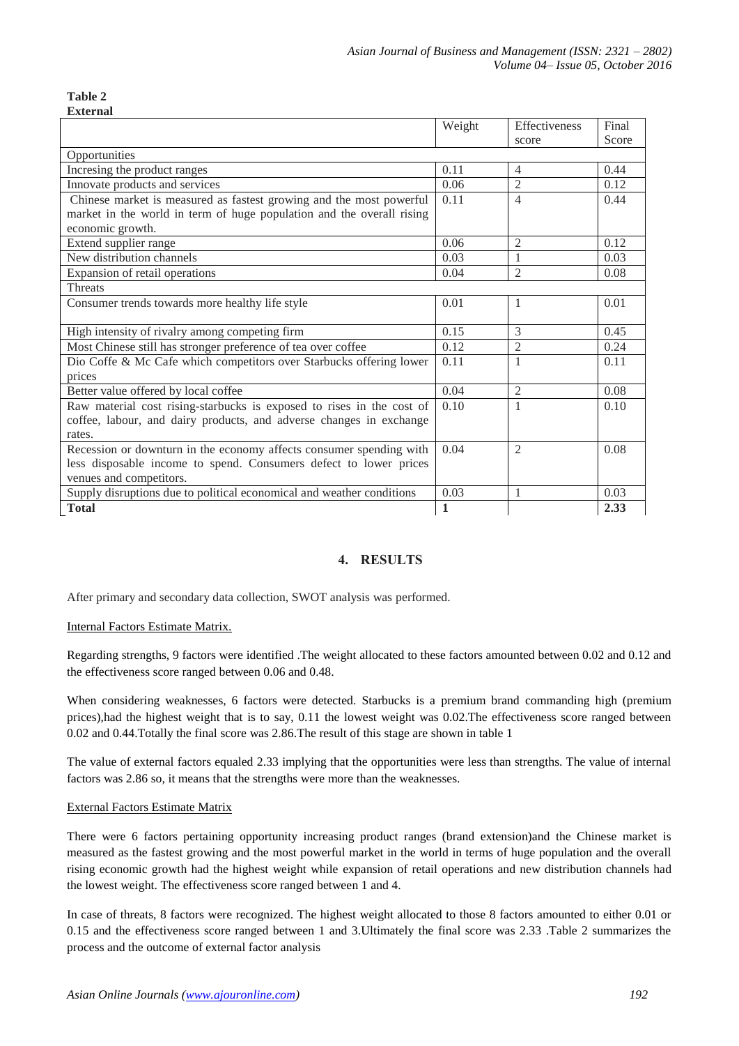**Table 2**
**External**

| | Weight | Effectiveness score | Final Score |
|---|---|---|---|
| Opportunities | | | |
| Incresing the product ranges | 0.11 | 4 | 0.44 |
| Innovate products and services | 0.06 | 2 | 0.12 |
| Chinese market is measured as fastest growing and the most powerful market in the world in term of huge population and the overall rising economic growth. | 0.11 | 4 | 0.44 |
| Extend supplier range | 0.06 | 2 | 0.12 |
| New distribution channels | 0.03 | 1 | 0.03 |
| Expansion of retail operations | 0.04 | 2 | 0.08 |
| Threats | | | |
| Consumer trends towards more healthy life style | 0.01 | 1 | 0.01 |
| High intensity of rivalry among competing firm | 0.15 | 3 | 0.45 |
| Most Chinese still has stronger preference of tea over coffee | 0.12 | 2 | 0.24 |
| Dio Coffe & Mc Cafe which competitors over Starbucks offering lower prices | 0.11 | 1 | 0.11 |
| Better value offered by local coffee | 0.04 | 2 | 0.08 |
| Raw material cost rising-starbucks is exposed to rises in the cost of coffee, labour, and dairy products, and adverse changes in exchange rates. | 0.10 | 1 | 0.10 |
| Recession or downturn in the economy affects consumer spending with less disposable income to spend. Consumers defect to lower prices venues and competitors. | 0.04 | 2 | 0.08 |
| Supply disruptions due to political economical and weather conditions | 0.03 | 1 | 0.03 |
| **Total** | **1** | | **2.33** |

## 4. RESULTS

After primary and secondary data collection, SWOT analysis was performed.

Internal Factors Estimate Matrix.

Regarding strengths, 9 factors were identified .The weight allocated to these factors amounted between 0.02 and 0.12 and the effectiveness score ranged between 0.06 and 0.48.

When considering weaknesses, 6 factors were detected. Starbucks is a premium brand commanding high (premium prices),had the highest weight that is to say, 0.11 the lowest weight was 0.02.The effectiveness score ranged between 0.02 and 0.44.Totally the final score was 2.86.The result of this stage are shown in table 1

The value of external factors equaled 2.33 implying that the opportunities were less than strengths. The value of internal factors was 2.86 so, it means that the strengths were more than the weaknesses.

External Factors Estimate Matrix

There were 6 factors pertaining opportunity increasing product ranges (brand extension)and the Chinese market is measured as the fastest growing and the most powerful market in the world in terms of huge population and the overall rising economic growth had the highest weight while expansion of retail operations and new distribution channels had the lowest weight. The effectiveness score ranged between 1 and 4.

In case of threats, 8 factors were recognized. The highest weight allocated to those 8 factors amounted to either 0.01 or 0.15 and the effectiveness score ranged between 1 and 3.Ultimately the final score was 2.33 .Table 2 summarizes the process and the outcome of external factor analysis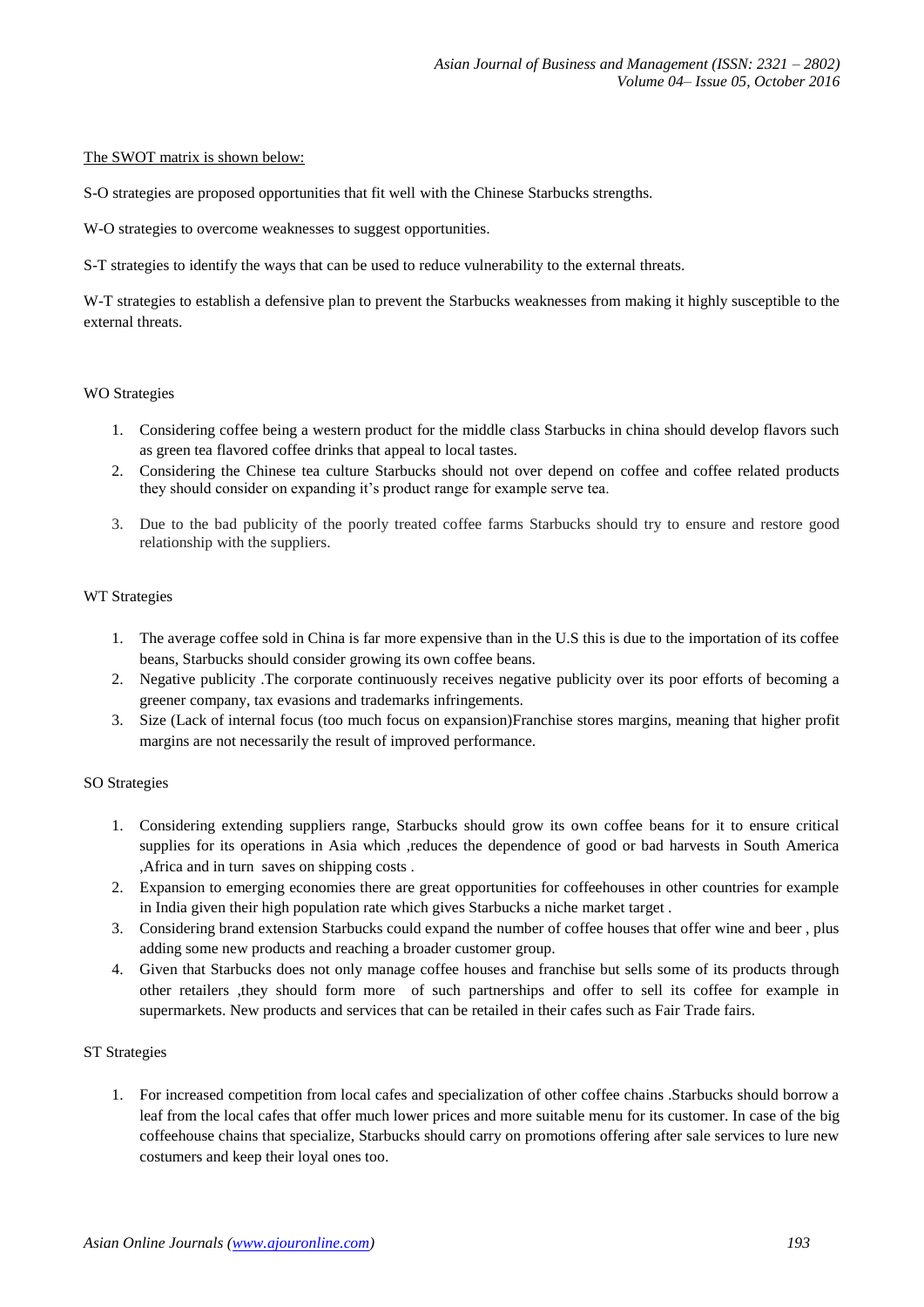The SWOT matrix is shown below:

S-O strategies are proposed opportunities that fit well with the Chinese Starbucks strengths.

W-O strategies to overcome weaknesses to suggest opportunities.

S-T strategies to identify the ways that can be used to reduce vulnerability to the external threats.

W-T strategies to establish a defensive plan to prevent the Starbucks weaknesses from making it highly susceptible to the external threats.

WO Strategies

1. Considering coffee being a western product for the middle class Starbucks in china should develop flavors such as green tea flavored coffee drinks that appeal to local tastes.
2. Considering the Chinese tea culture Starbucks should not over depend on coffee and coffee related products they should consider on expanding it's product range for example serve tea.
3. Due to the bad publicity of the poorly treated coffee farms Starbucks should try to ensure and restore good relationship with the suppliers.

WT Strategies

1. The average coffee sold in China is far more expensive than in the U.S this is due to the importation of its coffee beans, Starbucks should consider growing its own coffee beans.
2. Negative publicity .The corporate continuously receives negative publicity over its poor efforts of becoming a greener company, tax evasions and trademarks infringements.
3. Size (Lack of internal focus (too much focus on expansion)Franchise stores margins, meaning that higher profit margins are not necessarily the result of improved performance.

SO Strategies

1. Considering extending suppliers range, Starbucks should grow its own coffee beans for it to ensure critical supplies for its operations in Asia which ,reduces the dependence of good or bad harvests in South America ,Africa and in turn saves on shipping costs .
2. Expansion to emerging economies there are great opportunities for coffeehouses in other countries for example in India given their high population rate which gives Starbucks a niche market target .
3. Considering brand extension Starbucks could expand the number of coffee houses that offer wine and beer , plus adding some new products and reaching a broader customer group.
4. Given that Starbucks does not only manage coffee houses and franchise but sells some of its products through other retailers ,they should form more of such partnerships and offer to sell its coffee for example in supermarkets. New products and services that can be retailed in their cafes such as Fair Trade fairs.

ST Strategies

1. For increased competition from local cafes and specialization of other coffee chains .Starbucks should borrow a leaf from the local cafes that offer much lower prices and more suitable menu for its customer. In case of the big coffeehouse chains that specialize, Starbucks should carry on promotions offering after sale services to lure new costumers and keep their loyal ones too.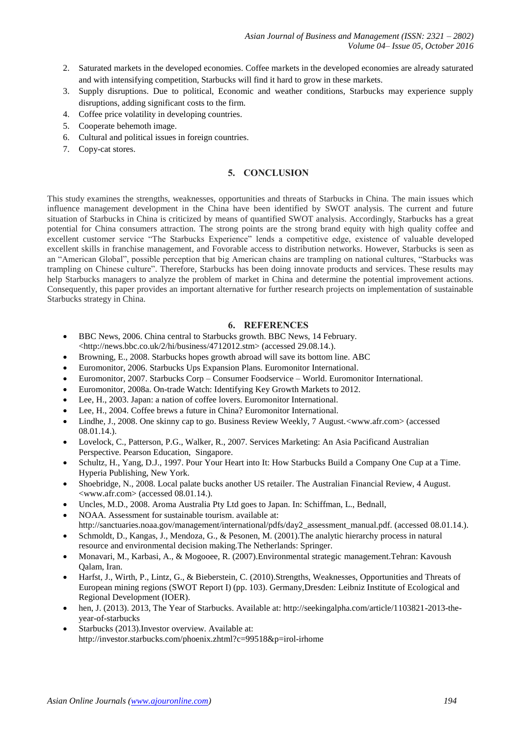2. Saturated markets in the developed economies. Coffee markets in the developed economies are already saturated and with intensifying competition, Starbucks will find it hard to grow in these markets.
3. Supply disruptions. Due to political, Economic and weather conditions, Starbucks may experience supply disruptions, adding significant costs to the firm.
4. Coffee price volatility in developing countries.
5. Cooperate behemoth image.
6. Cultural and political issues in foreign countries.
7. Copy-cat stores.

## 5. CONCLUSION

This study examines the strengths, weaknesses, opportunities and threats of Starbucks in China. The main issues which influence management development in the China have been identified by SWOT analysis. The current and future situation of Starbucks in China is criticized by means of quantified SWOT analysis. Accordingly, Starbucks has a great potential for China consumers attraction. The strong points are the strong brand equity with high quality coffee and excellent customer service "The Starbucks Experience" lends a competitive edge, existence of valuable developed excellent skills in franchise management, and Fovorable access to distribution networks. However, Starbucks is seen as an "American Global", possible perception that big American chains are trampling on national cultures, "Starbucks was trampling on Chinese culture". Therefore, Starbucks has been doing innovate products and services. These results may help Starbucks managers to analyze the problem of market in China and determine the potential improvement actions. Consequently, this paper provides an important alternative for further research projects on implementation of sustainable Starbucks strategy in China.

## 6. REFERENCES

- BBC News, 2006. China central to Starbucks growth. BBC News, 14 February. <http://news.bbc.co.uk/2/hi/business/4712012.stm> (accessed 29.08.14.).
- Browning, E., 2008. Starbucks hopes growth abroad will save its bottom line. ABC
- Euromonitor, 2006. Starbucks Ups Expansion Plans. Euromonitor International.
- Euromonitor, 2007. Starbucks Corp – Consumer Foodservice – World. Euromonitor International.
- Euromonitor, 2008a. On-trade Watch: Identifying Key Growth Markets to 2012.
- Lee, H., 2003. Japan: a nation of coffee lovers. Euromonitor International.
- Lee, H., 2004. Coffee brews a future in China? Euromonitor International.
- Lindhe, J., 2008. One skinny cap to go. Business Review Weekly, 7 August.<www.afr.com> (accessed 08.01.14.).
- Lovelock, C., Patterson, P.G., Walker, R., 2007. Services Marketing: An Asia Pacificand Australian Perspective. Pearson Education, Singapore.
- Schultz, H., Yang, D.J., 1997. Pour Your Heart into It: How Starbucks Build a Company One Cup at a Time. Hyperia Publishing, New York.
- Shoebridge, N., 2008. Local palate bucks another US retailer. The Australian Financial Review, 4 August. <www.afr.com> (accessed 08.01.14.).
- Uncles, M.D., 2008. Aroma Australia Pty Ltd goes to Japan. In: Schiffman, L., Bednall,
- NOAA. Assessment for sustainable tourism. available at: http://sanctuaries.noaa.gov/management/international/pdfs/day2_assessment_manual.pdf. (accessed 08.01.14.).
- Schmoldt, D., Kangas, J., Mendoza, G., & Pesonen, M. (2001).The analytic hierarchy process in natural resource and environmental decision making.The Netherlands: Springer.
- Monavari, M., Karbasi, A., & Mogooee, R. (2007).Environmental strategic management.Tehran: Kavoush Qalam, Iran.
- Harfst, J., Wirth, P., Lintz, G., & Bieberstein, C. (2010).Strengths, Weaknesses, Opportunities and Threats of European mining regions (SWOT Report I) (pp. 103). Germany,Dresden: Leibniz Institute of Ecological and Regional Development (IOER).
- hen, J. (2013). 2013, The Year of Starbucks. Available at: http://seekingalpha.com/article/1103821-2013-the-year-of-starbucks
- Starbucks (2013).Investor overview. Available at: http://investor.starbucks.com/phoenix.zhtml?c=99518&p=irol-irhome